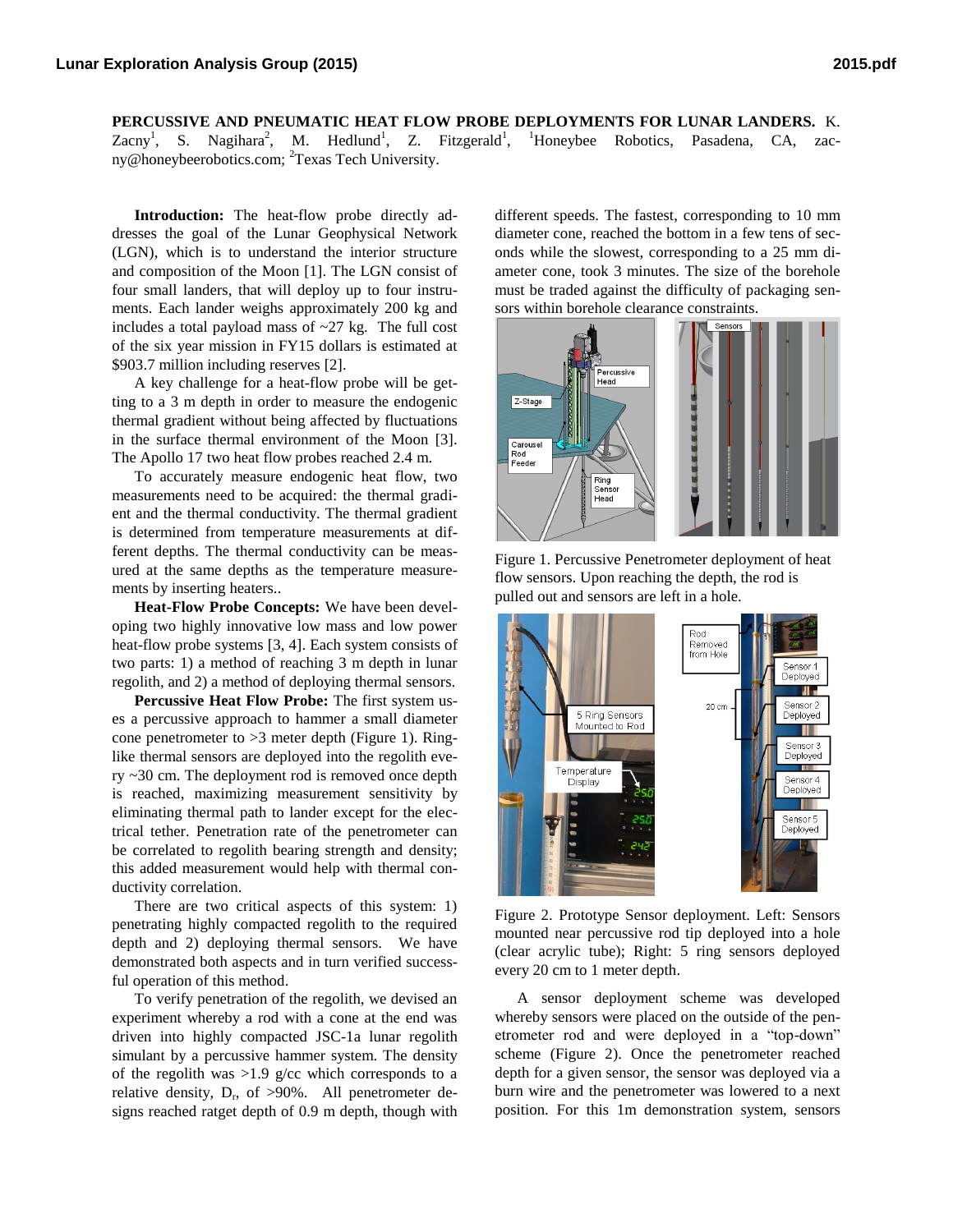**PERCUSSIVE AND PNEUMATIC HEAT FLOW PROBE DEPLOYMENTS FOR LUNAR LANDERS.** K. Zacny[1], S. Nagihara[2], M. Hedlund[1], Z. Fitzgerald[1], [1]Honeybee Robotics, Pasadena, CA, zacny@honeybeerobotics.com; [2]Texas Tech University.

**Introduction:** The heat-flow probe directly addresses the goal of the Lunar Geophysical Network (LGN), which is to understand the interior structure and composition of the Moon [1]. The LGN consist of four small landers, that will deploy up to four instruments. Each lander weighs approximately 200 kg and includes a total payload mass of ~27 kg. The full cost of the six year mission in FY15 dollars is estimated at \$903.7 million including reserves [2].

A key challenge for a heat-flow probe will be getting to a 3 m depth in order to measure the endogenic thermal gradient without being affected by fluctuations in the surface thermal environment of the Moon [3]. The Apollo 17 two heat flow probes reached 2.4 m.

To accurately measure endogenic heat flow, two measurements need to be acquired: the thermal gradient and the thermal conductivity. The thermal gradient is determined from temperature measurements at different depths. The thermal conductivity can be measured at the same depths as the temperature measurements by inserting heaters..

**Heat-Flow Probe Concepts:** We have been developing two highly innovative low mass and low power heat-flow probe systems [3, 4]. Each system consists of two parts: 1) a method of reaching 3 m depth in lunar regolith, and 2) a method of deploying thermal sensors.

**Percussive Heat Flow Probe:** The first system uses a percussive approach to hammer a small diameter cone penetrometer to >3 meter depth (Figure 1). Ring-like thermal sensors are deployed into the regolith every ~30 cm. The deployment rod is removed once depth is reached, maximizing measurement sensitivity by eliminating thermal path to lander except for the electrical tether. Penetration rate of the penetrometer can be correlated to regolith bearing strength and density; this added measurement would help with thermal conductivity correlation.

There are two critical aspects of this system: 1) penetrating highly compacted regolith to the required depth and 2) deploying thermal sensors. We have demonstrated both aspects and in turn verified successful operation of this method.

To verify penetration of the regolith, we devised an experiment whereby a rod with a cone at the end was driven into highly compacted JSC-1a lunar regolith simulant by a percussive hammer system. The density of the regolith was >1.9 g/cc which corresponds to a relative density, $D_r$, of >90%. All penetrometer designs reached ratget depth of 0.9 m depth, though with different speeds. The fastest, corresponding to 10 mm diameter cone, reached the bottom in a few tens of seconds while the slowest, corresponding to a 25 mm diameter cone, took 3 minutes. The size of the borehole must be traded against the difficulty of packaging sensors within borehole clearance constraints.

Figure 1. Percussive Penetrometer deployment of heat flow sensors. Upon reaching the depth, the rod is pulled out and sensors are left in a hole.

Figure 2. Prototype Sensor deployment. Left: Sensors mounted near percussive rod tip deployed into a hole (clear acrylic tube); Right: 5 ring sensors deployed every 20 cm to 1 meter depth.

A sensor deployment scheme was developed whereby sensors were placed on the outside of the penetrometer rod and were deployed in a "top-down" scheme (Figure 2). Once the penetrometer reached depth for a given sensor, the sensor was deployed via a burn wire and the penetrometer was lowered to a next position. For this 1m demonstration system, sensors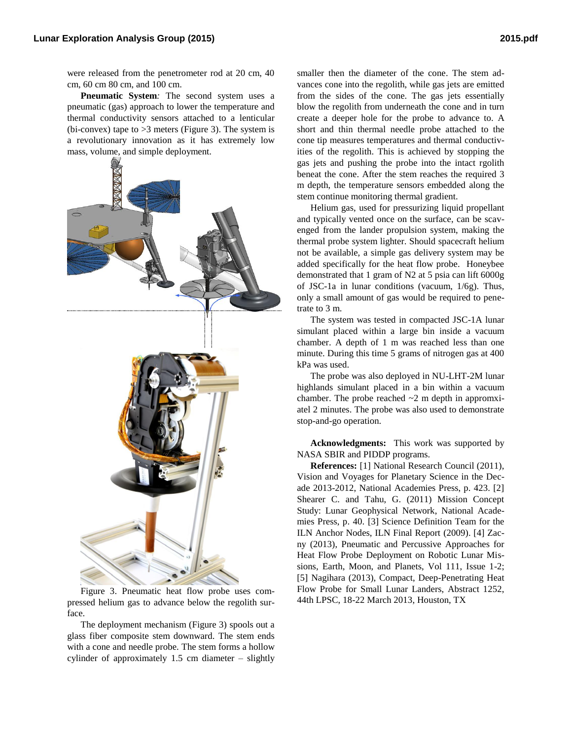were released from the penetrometer rod at 20 cm, 40 cm, 60 cm 80 cm, and 100 cm.

**Pneumatic System***:* The second system uses a pneumatic (gas) approach to lower the temperature and thermal conductivity sensors attached to a lenticular (bi-convex) tape to >3 meters (Figure 3). The system is a revolutionary innovation as it has extremely low mass, volume, and simple deployment.

Figure 3. Pneumatic heat flow probe uses compressed helium gas to advance below the regolith surface.

The deployment mechanism (Figure 3) spools out a glass fiber composite stem downward. The stem ends with a cone and needle probe. The stem forms a hollow cylinder of approximately 1.5 cm diameter – slightly smaller then the diameter of the cone. The stem advances cone into the regolith, while gas jets are emitted from the sides of the cone. The gas jets essentially blow the regolith from underneath the cone and in turn create a deeper hole for the probe to advance to. A short and thin thermal needle probe attached to the cone tip measures temperatures and thermal conductivities of the regolith. This is achieved by stopping the gas jets and pushing the probe into the intact rgolith beneat the cone. After the stem reaches the required 3 m depth, the temperature sensors embedded along the stem continue monitoring thermal gradient.

Helium gas, used for pressurizing liquid propellant and typically vented once on the surface, can be scavenged from the lander propulsion system, making the thermal probe system lighter. Should spacecraft helium not be available, a simple gas delivery system may be added specifically for the heat flow probe. Honeybee demonstrated that 1 gram of $N_2$ at 5 psia can lift 6000g of JSC-1a in lunar conditions (vacuum, 1/6g). Thus, only a small amount of gas would be required to penetrate to 3 m.

The system was tested in compacted JSC-1A lunar simulant placed within a large bin inside a vacuum chamber. A depth of 1 m was reached less than one minute. During this time 5 grams of nitrogen gas at 400 kPa was used.

The probe was also deployed in NU-LHT-2M lunar highlands simulant placed in a bin within a vacuum chamber. The probe reached ~2 m depth in appromxiatel 2 minutes. The probe was also used to demonstrate stop-and-go operation.

**Acknowledgments:** This work was supported by NASA SBIR and PIDDP programs.

**References:** [1] National Research Council (2011), Vision and Voyages for Planetary Science in the Decade 2013-2012, National Academies Press, p. 423. [2] Shearer C. and Tahu, G. (2011) Mission Concept Study: Lunar Geophysical Network, National Academies Press, p. 40. [3] Science Definition Team for the ILN Anchor Nodes, ILN Final Report (2009). [4] Zacny (2013), Pneumatic and Percussive Approaches for Heat Flow Probe Deployment on Robotic Lunar Missions, Earth, Moon, and Planets, Vol 111, Issue 1-2; [5] Nagihara (2013), Compact, Deep-Penetrating Heat Flow Probe for Small Lunar Landers, Abstract 1252, 44th LPSC, 18-22 March 2013, Houston, TX